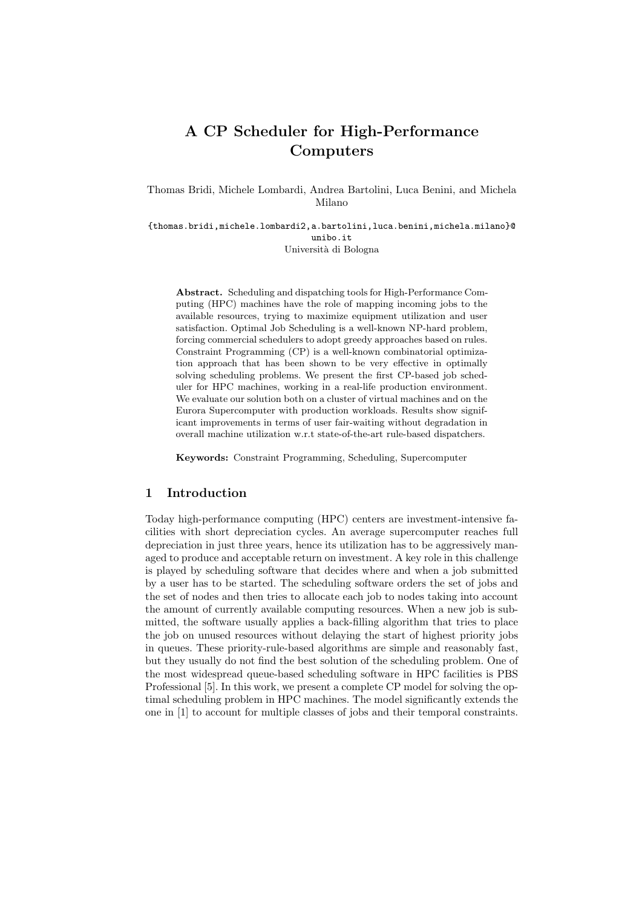# A CP Scheduler for High-Performance Computers

Thomas Bridi, Michele Lombardi, Andrea Bartolini, Luca Benini, and Michela Milano

{thomas.bridi,michele.lombardi2,a.bartolini,luca.benini,michela.milano}@unibo.it

Università di Bologna

**Abstract.** Scheduling and dispatching tools for High-Performance Computing (HPC) machines have the role of mapping incoming jobs to the available resources, trying to maximize equipment utilization and user satisfaction. Optimal Job Scheduling is a well-known NP-hard problem, forcing commercial schedulers to adopt greedy approaches based on rules. Constraint Programming (CP) is a well-known combinatorial optimization approach that has been shown to be very effective in optimally solving scheduling problems. We present the first CP-based job scheduler for HPC machines, working in a real-life production environment. We evaluate our solution both on a cluster of virtual machines and on the Eurora Supercomputer with production workloads. Results show significant improvements in terms of user fair-waiting without degradation in overall machine utilization w.r.t state-of-the-art rule-based dispatchers.

**Keywords:** Constraint Programming, Scheduling, Supercomputer

## 1 Introduction

Today high-performance computing (HPC) centers are investment-intensive facilities with short depreciation cycles. An average supercomputer reaches full depreciation in just three years, hence its utilization has to be aggressively managed to produce and acceptable return on investment. A key role in this challenge is played by scheduling software that decides where and when a job submitted by a user has to be started. The scheduling software orders the set of jobs and the set of nodes and then tries to allocate each job to nodes taking into account the amount of currently available computing resources. When a new job is submitted, the software usually applies a back-filling algorithm that tries to place the job on unused resources without delaying the start of highest priority jobs in queues. These priority-rule-based algorithms are simple and reasonably fast, but they usually do not find the best solution of the scheduling problem. One of the most widespread queue-based scheduling software in HPC facilities is PBS Professional [5]. In this work, we present a complete CP model for solving the optimal scheduling problem in HPC machines. The model significantly extends the one in [1] to account for multiple classes of jobs and their temporal constraints.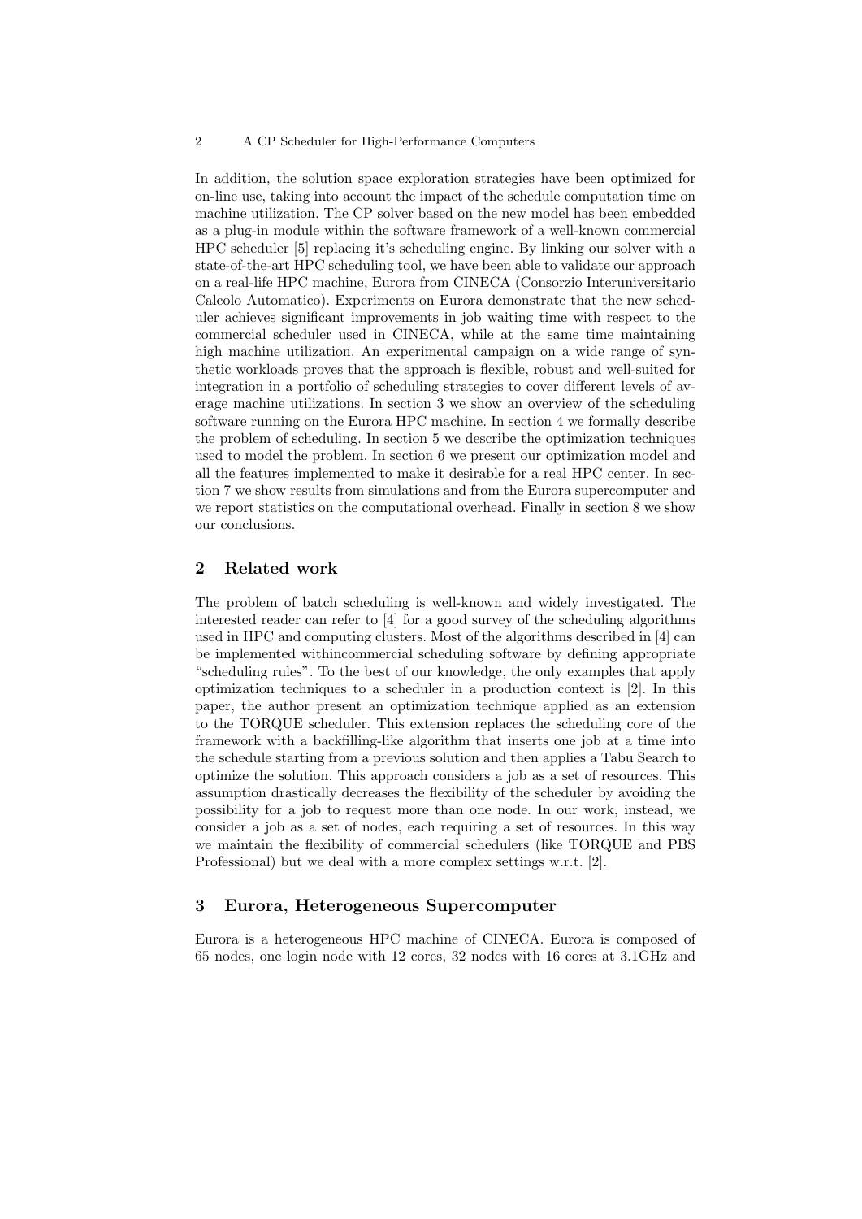In addition, the solution space exploration strategies have been optimized for on-line use, taking into account the impact of the schedule computation time on machine utilization. The CP solver based on the new model has been embedded as a plug-in module within the software framework of a well-known commercial HPC scheduler [5] replacing it's scheduling engine. By linking our solver with a state-of-the-art HPC scheduling tool, we have been able to validate our approach on a real-life HPC machine, Eurora from CINECA (Consorzio Interuniversitario Calcolo Automatico). Experiments on Eurora demonstrate that the new scheduler achieves significant improvements in job waiting time with respect to the commercial scheduler used in CINECA, while at the same time maintaining high machine utilization. An experimental campaign on a wide range of synthetic workloads proves that the approach is flexible, robust and well-suited for integration in a portfolio of scheduling strategies to cover different levels of average machine utilizations. In section 3 we show an overview of the scheduling software running on the Eurora HPC machine. In section 4 we formally describe the problem of scheduling. In section 5 we describe the optimization techniques used to model the problem. In section 6 we present our optimization model and all the features implemented to make it desirable for a real HPC center. In section 7 we show results from simulations and from the Eurora supercomputer and we report statistics on the computational overhead. Finally in section 8 we show our conclusions.

## 2 Related work

The problem of batch scheduling is well-known and widely investigated. The interested reader can refer to [4] for a good survey of the scheduling algorithms used in HPC and computing clusters. Most of the algorithms described in [4] can be implemented withincommercial scheduling software by defining appropriate "scheduling rules". To the best of our knowledge, the only examples that apply optimization techniques to a scheduler in a production context is [2]. In this paper, the author present an optimization technique applied as an extension to the TORQUE scheduler. This extension replaces the scheduling core of the framework with a backfilling-like algorithm that inserts one job at a time into the schedule starting from a previous solution and then applies a Tabu Search to optimize the solution. This approach considers a job as a set of resources. This assumption drastically decreases the flexibility of the scheduler by avoiding the possibility for a job to request more than one node. In our work, instead, we consider a job as a set of nodes, each requiring a set of resources. In this way we maintain the flexibility of commercial schedulers (like TORQUE and PBS Professional) but we deal with a more complex settings w.r.t. [2].

## 3 Eurora, Heterogeneous Supercomputer

Eurora is a heterogeneous HPC machine of CINECA. Eurora is composed of 65 nodes, one login node with 12 cores, 32 nodes with 16 cores at 3.1GHz and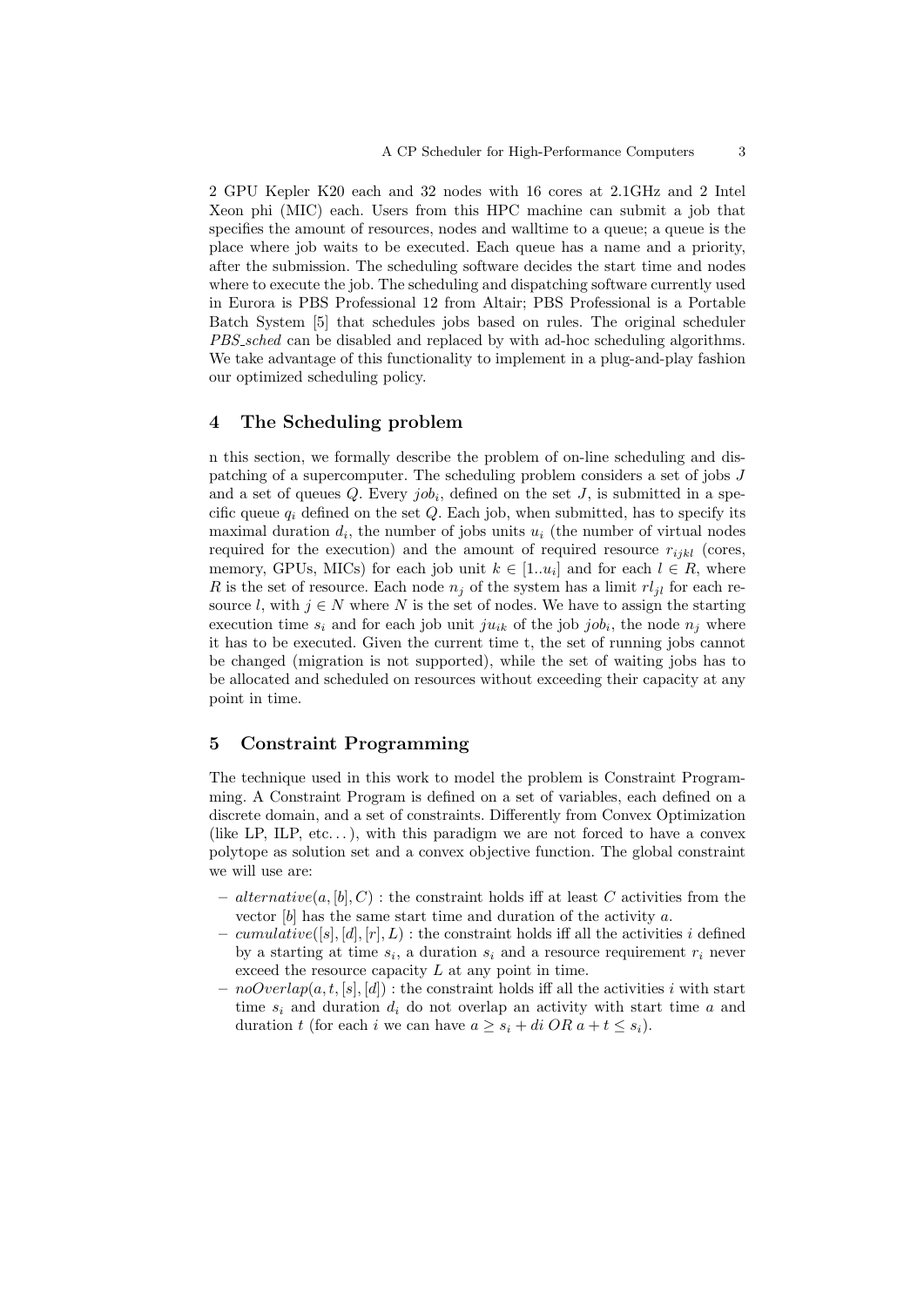2 GPU Kepler K20 each and 32 nodes with 16 cores at 2.1GHz and 2 Intel Xeon phi (MIC) each. Users from this HPC machine can submit a job that specifies the amount of resources, nodes and walltime to a queue; a queue is the place where job waits to be executed. Each queue has a name and a priority, after the submission. The scheduling software decides the start time and nodes where to execute the job. The scheduling and dispatching software currently used in Eurora is PBS Professional 12 from Altair; PBS Professional is a Portable Batch System [5] that schedules jobs based on rules. The original scheduler *PBS_sched* can be disabled and replaced by with ad-hoc scheduling algorithms. We take advantage of this functionality to implement in a plug-and-play fashion our optimized scheduling policy.

## 4 The Scheduling problem

n this section, we formally describe the problem of on-line scheduling and dispatching of a supercomputer. The scheduling problem considers a set of jobs $J$ and a set of queues $Q$. Every $job_i$, defined on the set $J$, is submitted in a specific queue $q_i$ defined on the set $Q$. Each job, when submitted, has to specify its maximal duration $d_i$, the number of jobs units $u_i$ (the number of virtual nodes required for the execution) and the amount of required resource $r_{ijkl}$ (cores, memory, GPUs, MICs) for each job unit $k \in [1..u_i]$ and for each $l \in R$, where $R$ is the set of resource. Each node $n_j$ of the system has a limit $rl_{jl}$ for each resource $l$, with $j \in N$ where $N$ is the set of nodes. We have to assign the starting execution time $s_i$ and for each job unit $ju_{ik}$ of the job $job_i$, the node $n_j$ where it has to be executed. Given the current time t, the set of running jobs cannot be changed (migration is not supported), while the set of waiting jobs has to be allocated and scheduled on resources without exceeding their capacity at any point in time.

## 5 Constraint Programming

The technique used in this work to model the problem is Constraint Programming. A Constraint Program is defined on a set of variables, each defined on a discrete domain, and a set of constraints. Differently from Convex Optimization (like LP, ILP, etc...), with this paradigm we are not forced to have a convex polytope as solution set and a convex objective function. The global constraint we will use are:

- $alternative(a, [b], C)$ : the constraint holds iff at least $C$ activities from the vector $[b]$ has the same start time and duration of the activity $a$.
- $cumulative([s], [d], [r], L)$ : the constraint holds iff all the activities $i$ defined by a starting at time $s_i$, a duration $s_i$ and a resource requirement $r_i$ never exceed the resource capacity $L$ at any point in time.
- $noOverlap(a, t, [s], [d])$ : the constraint holds iff all the activities $i$ with start time $s_i$ and duration $d_i$ do not overlap an activity with start time $a$ and duration $t$ (for each $i$ we can have $a \geq s_i + di \; OR \; a + t \leq s_i$).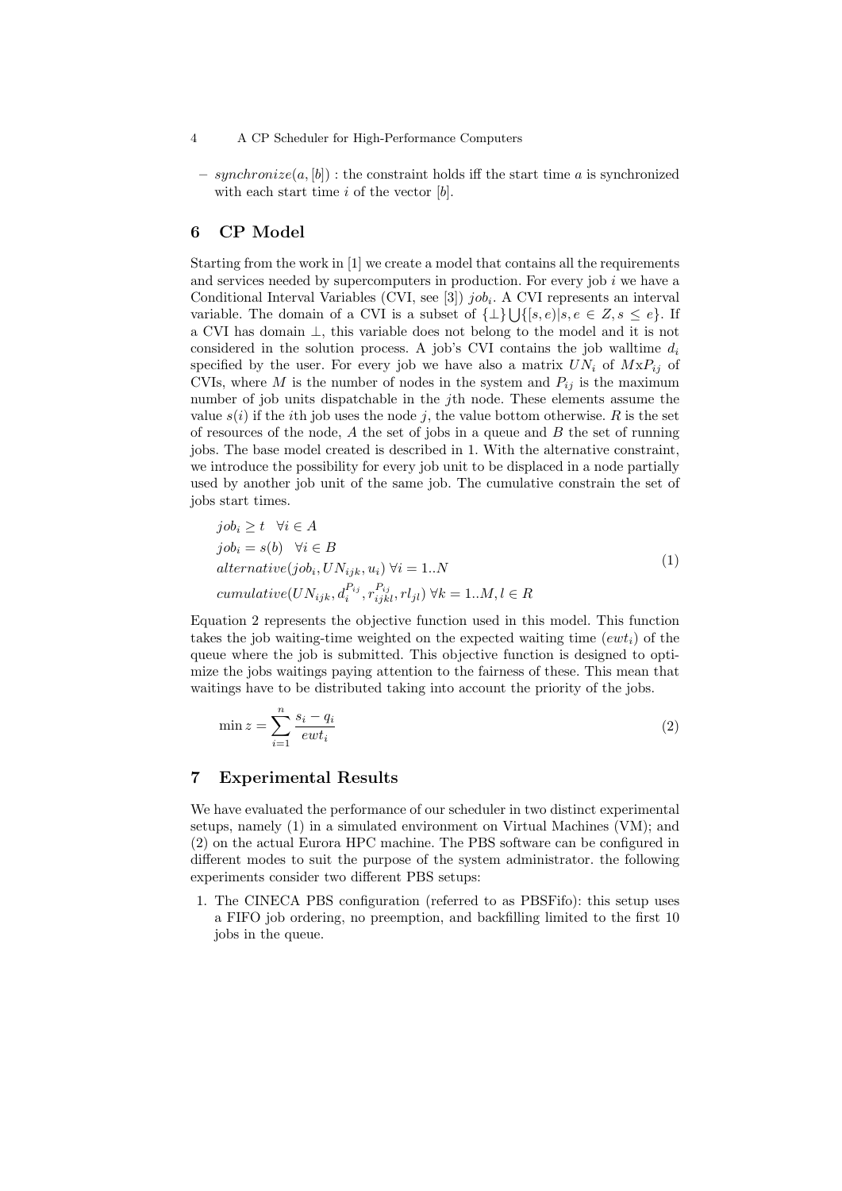– $synchronize(a, [b])$ : the constraint holds iff the start time $a$ is synchronized with each start time $i$ of the vector $[b]$.

## 6 CP Model

Starting from the work in [1] we create a model that contains all the requirements and services needed by supercomputers in production. For every job $i$ we have a Conditional Interval Variables (CVI, see [3]) $job_i$. A CVI represents an interval variable. The domain of a CVI is a subset of $\{\perp\} \bigcup \{[s, e)|s, e \in Z, s \leq e\}$. If a CVI has domain $\perp$, this variable does not belong to the model and it is not considered in the solution process. A job's CVI contains the job walltime $d_i$ specified by the user. For every job we have also a matrix $UN_i$ of $M$x$P_{ij}$ of CVIs, where $M$ is the number of nodes in the system and $P_{ij}$ is the maximum number of job units dispatchable in the $j$th node. These elements assume the value $s(i)$ if the $i$th job uses the node $j$, the value bottom otherwise. $R$ is the set of resources of the node, $A$ the set of jobs in a queue and $B$ the set of running jobs. The base model created is described in 1. With the alternative constraint, we introduce the possibility for every job unit to be displaced in a node partially used by another job unit of the same job. The cumulative constrain the set of jobs start times.

$$
\begin{aligned}
& job_i \geq t \quad \forall i \in A \\
& job_i = s(b) \quad \forall i \in B \\
& alternative(job_i, UN_{ijk}, u_i) \; \forall i = 1..N \\
& cumulative(UN_{ijk}, d_i^{P_{ij}}, r_{ijkl}^{P_{ij}}, rl_{jl}) \; \forall k = 1..M, l \in R
\end{aligned}
\tag{1}
$$

Equation 2 represents the objective function used in this model. This function takes the job waiting-time weighted on the expected waiting time ($ewt_i$) of the queue where the job is submitted. This objective function is designed to optimize the jobs waitings paying attention to the fairness of these. This mean that waitings have to be distributed taking into account the priority of the jobs.

$$
\min z = \sum_{i=1}^{n} \frac{s_i - q_i}{ewt_i} \tag{2}
$$

## 7 Experimental Results

We have evaluated the performance of our scheduler in two distinct experimental setups, namely (1) in a simulated environment on Virtual Machines (VM); and (2) on the actual Eurora HPC machine. The PBS software can be configured in different modes to suit the purpose of the system administrator. the following experiments consider two different PBS setups:

1. The CINECA PBS configuration (referred to as PBSFifo): this setup uses a FIFO job ordering, no preemption, and backfilling limited to the first 10 jobs in the queue.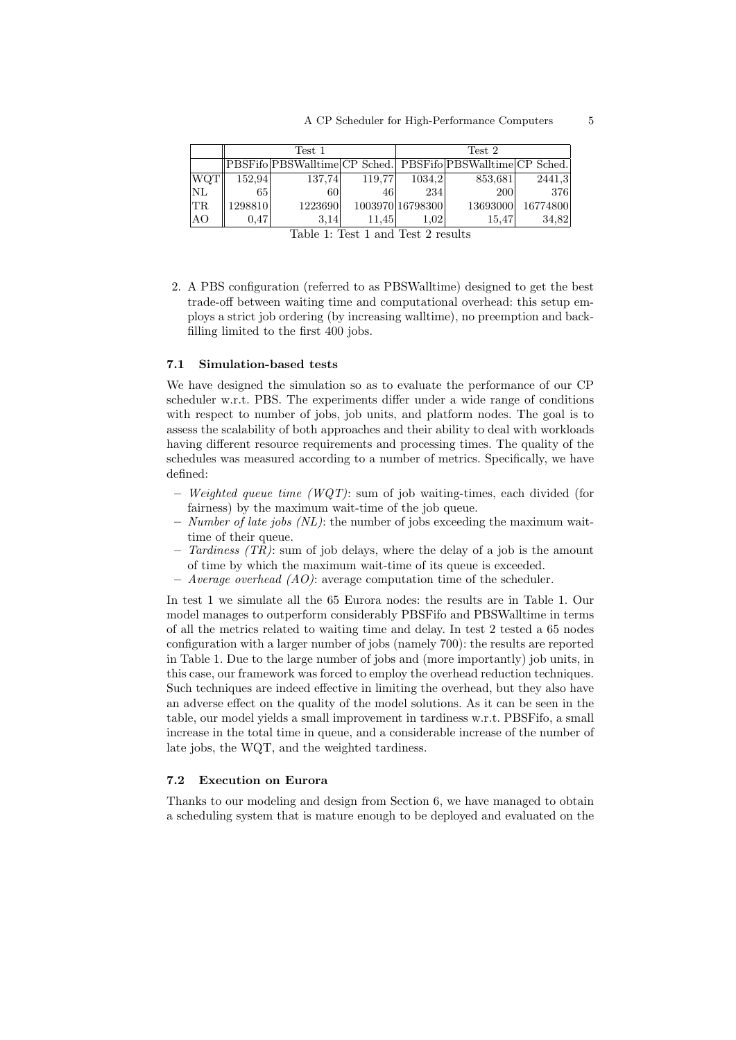| | Test 1 | | | Test 2 | | |
|---|---|---|---|---|---|---|
| | PBSFifo | PBSWalltime | CP Sched. | PBSFifo | PBSWalltime | CP Sched. |
| WQT | 152,94 | 137,74 | 119,77 | 1034,2 | 853,681 | 2441,3 |
| NL | 65 | 60 | 46 | 234 | 200 | 376 |
| TR | 1298810 | 1223690 | 1003970 | 16798300 | 13693000 | 16774800 |
| AO | 0,47 | 3,14 | 11,45 | 1,02 | 15,47 | 34,82 |

Table 1: Test 1 and Test 2 results

2. A PBS configuration (referred to as PBSWalltime) designed to get the best trade-off between waiting time and computational overhead: this setup employs a strict job ordering (by increasing walltime), no preemption and backfilling limited to the first 400 jobs.

### 7.1 Simulation-based tests

We have designed the simulation so as to evaluate the performance of our CP scheduler w.r.t. PBS. The experiments differ under a wide range of conditions with respect to number of jobs, job units, and platform nodes. The goal is to assess the scalability of both approaches and their ability to deal with workloads having different resource requirements and processing times. The quality of the schedules was measured according to a number of metrics. Specifically, we have defined:

- *Weighted queue time (WQT)*: sum of job waiting-times, each divided (for fairness) by the maximum wait-time of the job queue.
- *Number of late jobs (NL)*: the number of jobs exceeding the maximum wait-time of their queue.
- *Tardiness (TR)*: sum of job delays, where the delay of a job is the amount of time by which the maximum wait-time of its queue is exceeded.
- *Average overhead (AO)*: average computation time of the scheduler.

In test 1 we simulate all the 65 Eurora nodes: the results are in Table 1. Our model manages to outperform considerably PBSFifo and PBSWalltime in terms of all the metrics related to waiting time and delay. In test 2 tested a 65 nodes configuration with a larger number of jobs (namely 700): the results are reported in Table 1. Due to the large number of jobs and (more importantly) job units, in this case, our framework was forced to employ the overhead reduction techniques. Such techniques are indeed effective in limiting the overhead, but they also have an adverse effect on the quality of the model solutions. As it can be seen in the table, our model yields a small improvement in tardiness w.r.t. PBSFifo, a small increase in the total time in queue, and a considerable increase of the number of late jobs, the WQT, and the weighted tardiness.

### 7.2 Execution on Eurora

Thanks to our modeling and design from Section 6, we have managed to obtain a scheduling system that is mature enough to be deployed and evaluated on the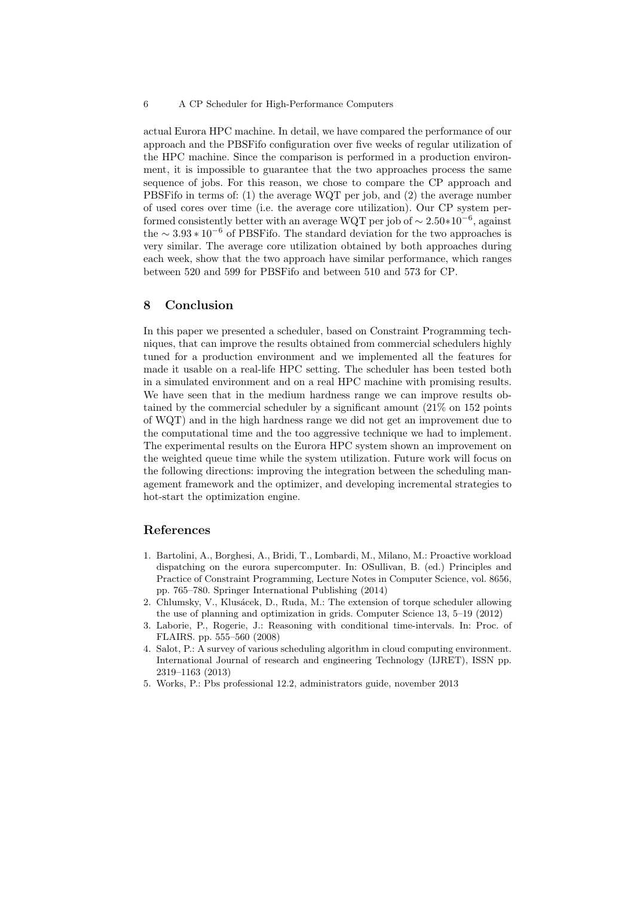actual Eurora HPC machine. In detail, we have compared the performance of our approach and the PBSFifo configuration over five weeks of regular utilization of the HPC machine. Since the comparison is performed in a production environment, it is impossible to guarantee that the two approaches process the same sequence of jobs. For this reason, we chose to compare the CP approach and PBSFifo in terms of: (1) the average WQT per job, and (2) the average number of used cores over time (i.e. the average core utilization). Our CP system performed consistently better with an average WQT per job of $\sim 2.50{*}10^{-6}$, against the $\sim 3.93 * 10^{-6}$ of PBSFifo. The standard deviation for the two approaches is very similar. The average core utilization obtained by both approaches during each week, show that the two approach have similar performance, which ranges between 520 and 599 for PBSFifo and between 510 and 573 for CP.

## 8 Conclusion

In this paper we presented a scheduler, based on Constraint Programming techniques, that can improve the results obtained from commercial schedulers highly tuned for a production environment and we implemented all the features for made it usable on a real-life HPC setting. The scheduler has been tested both in a simulated environment and on a real HPC machine with promising results. We have seen that in the medium hardness range we can improve results obtained by the commercial scheduler by a significant amount (21% on 152 points of WQT) and in the high hardness range we did not get an improvement due to the computational time and the too aggressive technique we had to implement. The experimental results on the Eurora HPC system shown an improvement on the weighted queue time while the system utilization. Future work will focus on the following directions: improving the integration between the scheduling management framework and the optimizer, and developing incremental strategies to hot-start the optimization engine.

## References

1. Bartolini, A., Borghesi, A., Bridi, T., Lombardi, M., Milano, M.: Proactive workload dispatching on the eurora supercomputer. In: OSullivan, B. (ed.) Principles and Practice of Constraint Programming, Lecture Notes in Computer Science, vol. 8656, pp. 765–780. Springer International Publishing (2014)
2. Chlumsky, V., Klusácek, D., Ruda, M.: The extension of torque scheduler allowing the use of planning and optimization in grids. Computer Science 13, 5–19 (2012)
3. Laborie, P., Rogerie, J.: Reasoning with conditional time-intervals. In: Proc. of FLAIRS. pp. 555–560 (2008)
4. Salot, P.: A survey of various scheduling algorithm in cloud computing environment. International Journal of research and engineering Technology (IJRET), ISSN pp. 2319–1163 (2013)
5. Works, P.: Pbs professional 12.2, administrators guide, november 2013